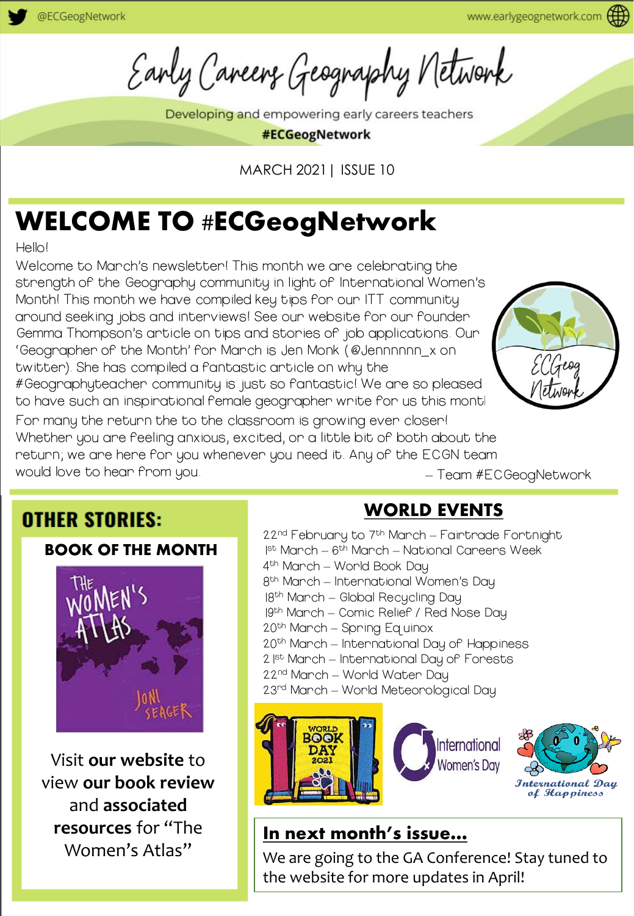@ECGeogNetwork

www.earlygeognetwork.com

# Early Careers Geography Network

Developing and empowering early careers teachers

**#ECGeogNetwork**

MARCH 2021 | ISSUE 10

# WELCOME TO #ECGeogNetwork

Hello!

Welcome to March's newsletter! This month we are celebrating the strength of the Geography community in light of International Women's Month! This month we have compiled key tips for our ITT community around seeking jobs and interviews! See our website for our founder Gemma Thompson's article on tips and stories of job applications. Our 'Geographer of the Month' for March is Jen Monk (@Jennnnnn_x on twitter). She has compiled a fantastic article on why the #Geographyteacher community is just so fantastic! We are so pleased to have such an inspirational female geographer write for us this month.

For many the return the to the classroom is growing ever closer! Whether you are feeling anxious, excited, or a little bit of both about the return; we are here for you whenever you need it. Any of the ECGN team would love to hear from you.

– Team #ECGeogNetwork

## OTHER STORIES:

### BOOK OF THE MONTH

THE WOMEN'S ATLAS
JONI SEAGER

Visit **our website** to view **our book review** and **associated resources** for "The Women's Atlas"

## WORLD EVENTS

22nd February to 7th March – Fairtrade Fortnight
1st March – 6th March – National Careers Week
4th March – World Book Day
8th March – International Women's Day
18th March – Global Recycling Day
19th March – Comic Relief / Red Nose Day
20th March – Spring Equinox
20th March – International Day of Happiness
21st March – International Day of Forests
22nd March – World Water Day
23rd March – World Meteorological Day

WORLD BOOK DAY 2021

International Women's Day

International Day of Happiness

### In next month's issue...

We are going to the GA Conference! Stay tuned to the website for more updates in April!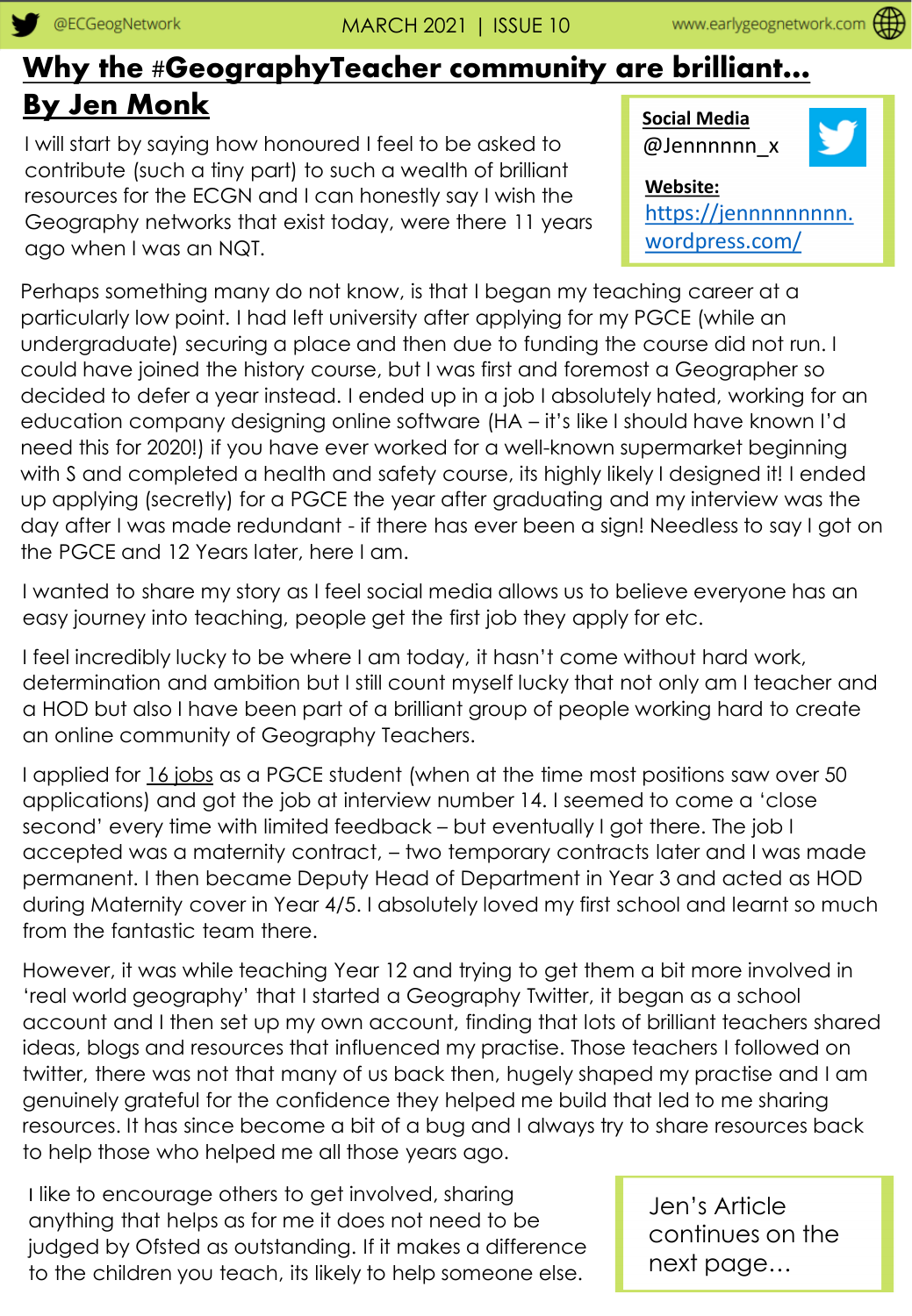# Why the #GeographyTeacher community are brilliant… By Jen Monk

**Social Media**
@Jennnnnn_x

**Website:**
https://jennnnnnnnn.wordpress.com/

I will start by saying how honoured I feel to be asked to contribute (such a tiny part) to such a wealth of brilliant resources for the ECGN and I can honestly say I wish the Geography networks that exist today, were there 11 years ago when I was an NQT.

Perhaps something many do not know, is that I began my teaching career at a particularly low point. I had left university after applying for my PGCE (while an undergraduate) securing a place and then due to funding the course did not run. I could have joined the history course, but I was first and foremost a Geographer so decided to defer a year instead. I ended up in a job I absolutely hated, working for an education company designing online software (HA – it's like I should have known I'd need this for 2020!) if you have ever worked for a well-known supermarket beginning with S and completed a health and safety course, its highly likely I designed it! I ended up applying (secretly) for a PGCE the year after graduating and my interview was the day after I was made redundant - if there has ever been a sign! Needless to say I got on the PGCE and 12 Years later, here I am.

I wanted to share my story as I feel social media allows us to believe everyone has an easy journey into teaching, people get the first job they apply for etc.

I feel incredibly lucky to be where I am today, it hasn't come without hard work, determination and ambition but I still count myself lucky that not only am I teacher and a HOD but also I have been part of a brilliant group of people working hard to create an online community of Geography Teachers.

I applied for 16 jobs as a PGCE student (when at the time most positions saw over 50 applications) and got the job at interview number 14. I seemed to come a 'close second' every time with limited feedback – but eventually I got there. The job I accepted was a maternity contract, – two temporary contracts later and I was made permanent. I then became Deputy Head of Department in Year 3 and acted as HOD during Maternity cover in Year 4/5. I absolutely loved my first school and learnt so much from the fantastic team there.

However, it was while teaching Year 12 and trying to get them a bit more involved in 'real world geography' that I started a Geography Twitter, it began as a school account and I then set up my own account, finding that lots of brilliant teachers shared ideas, blogs and resources that influenced my practise. Those teachers I followed on twitter, there was not that many of us back then, hugely shaped my practise and I am genuinely grateful for the confidence they helped me build that led to me sharing resources. It has since become a bit of a bug and I always try to share resources back to help those who helped me all those years ago.

I like to encourage others to get involved, sharing anything that helps as for me it does not need to be judged by Ofsted as outstanding. If it makes a difference to the children you teach, its likely to help someone else.

Jen's Article continues on the next page…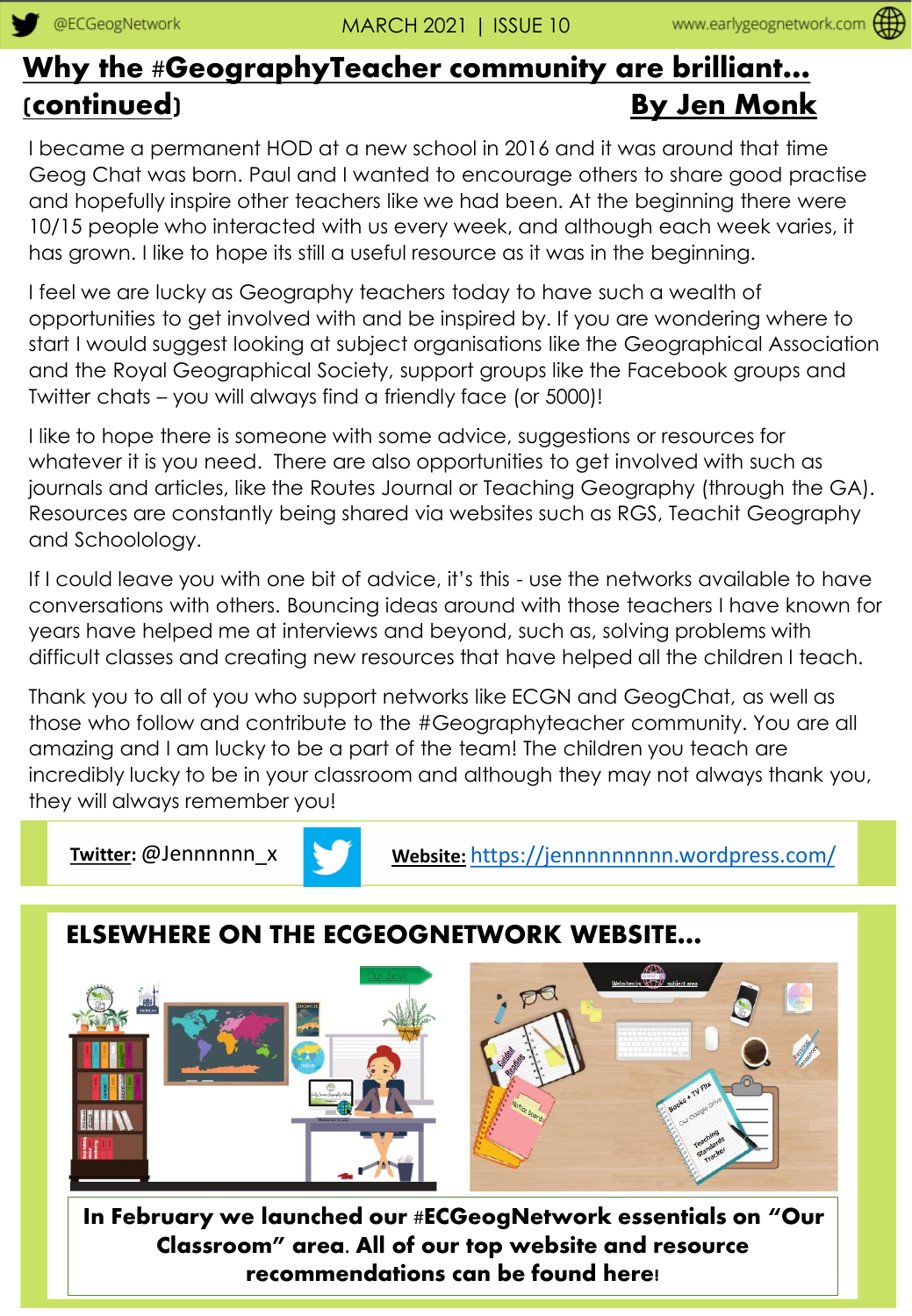# Why the #GeographyTeacher community are brilliant… (continued)

**By Jen Monk**

I became a permanent HOD at a new school in 2016 and it was around that time Geog Chat was born. Paul and I wanted to encourage others to share good practise and hopefully inspire other teachers like we had been. At the beginning there were 10/15 people who interacted with us every week, and although each week varies, it has grown. I like to hope its still a useful resource as it was in the beginning.

I feel we are lucky as Geography teachers today to have such a wealth of opportunities to get involved with and be inspired by. If you are wondering where to start I would suggest looking at subject organisations like the Geographical Association and the Royal Geographical Society, support groups like the Facebook groups and Twitter chats – you will always find a friendly face (or 5000)!

I like to hope there is someone with some advice, suggestions or resources for whatever it is you need. There are also opportunities to get involved with such as journals and articles, like the Routes Journal or Teaching Geography (through the GA). Resources are constantly being shared via websites such as RGS, Teachit Geography and Schoolology.

If I could leave you with one bit of advice, it's this - use the networks available to have conversations with others. Bouncing ideas around with those teachers I have known for years have helped me at interviews and beyond, such as, solving problems with difficult classes and creating new resources that have helped all the children I teach.

Thank you to all of you who support networks like ECGN and GeogChat, as well as those who follow and contribute to the #Geographyteacher community. You are all amazing and I am lucky to be a part of the team! The children you teach are incredibly lucky to be in your classroom and although they may not always thank you, they will always remember you!

**Twitter:** @Jennnnnn_x

**Website:** https://jennnnnnnnn.wordpress.com/

## ELSEWHERE ON THE ECGEOGNETWORK WEBSITE…

**In February we launched our #ECGeogNetwork essentials on "Our Classroom" area. All of our top website and resource recommendations can be found here!**